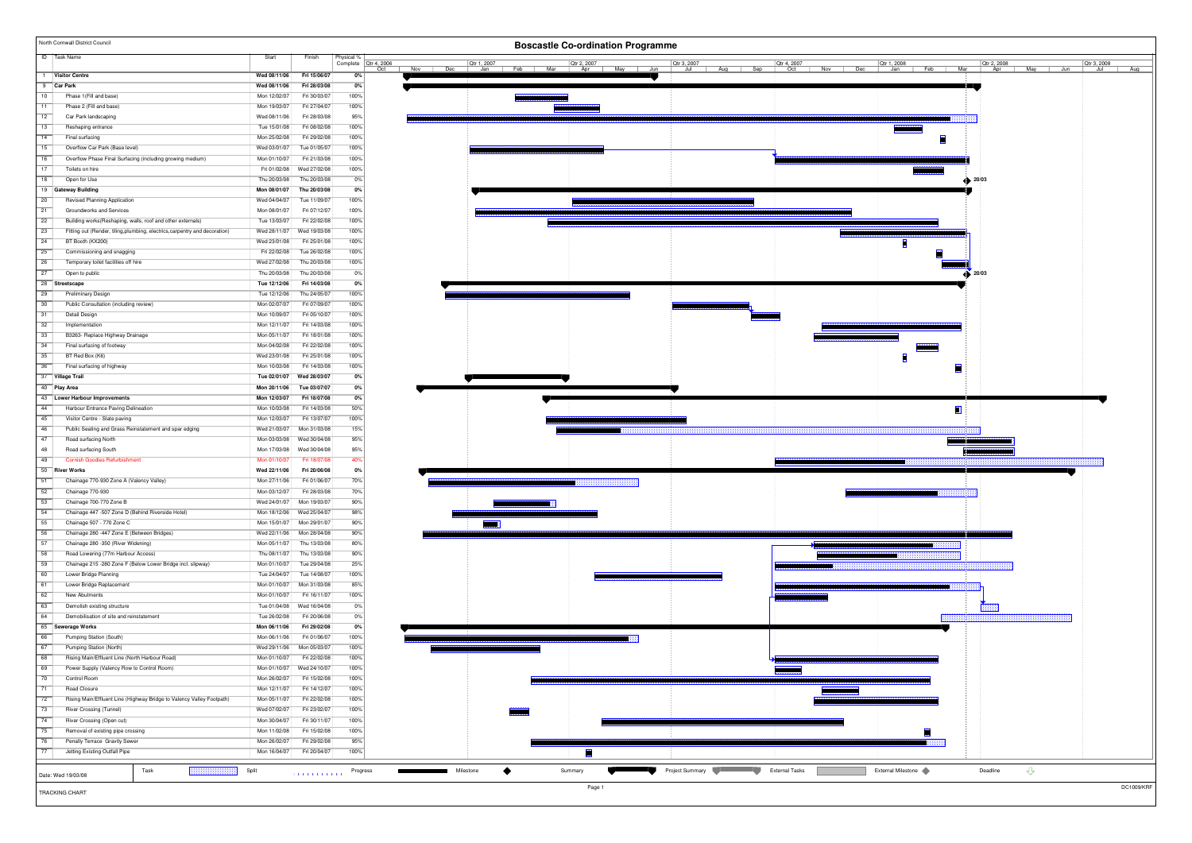North Cornwall District Council

# Boscastle Co-ordination Programme

| ID | Task Name | Start | Finish | Physical % Complete |
|---|---|---|---|---|
| 1 | **Visitor Centre** | **Wed 08/11/06** | **Fri 15/06/07** | **0%** |
| 9 | **Car Park** | **Wed 08/11/06** | **Fri 28/03/08** | **0%** |
| 10 | Phase 1(Fill and base) | Mon 12/02/07 | Fri 30/03/07 | 100% |
| 11 | Phase 2 (Fill and base) | Mon 19/03/07 | Fri 27/04/07 | 100% |
| 12 | Car Park landscaping | Wed 08/11/06 | Fri 28/03/08 | 95% |
| 13 | Reshaping entrance | Tue 15/01/08 | Fri 08/02/08 | 100% |
| 14 | Final surfacing | Mon 25/02/08 | Fri 29/02/08 | 100% |
| 15 | Overflow Car Park (Base level) | Wed 03/01/07 | Tue 01/05/07 | 100% |
| 16 | Overflow Phase Final Surfacing (including growing medium) | Mon 01/10/07 | Fri 21/03/08 | 100% |
| 17 | Toilets on hire | Fri 01/02/08 | Wed 27/02/08 | 100% |
| 18 | Open for Use | Thu 20/03/08 | Thu 20/03/08 | 0% |
| 19 | **Gateway Building** | **Mon 08/01/07** | **Thu 20/03/08** | **0%** |
| 20 | Revised Planning Application | Wed 04/04/07 | Tue 11/09/07 | 100% |
| 21 | Groundworks and Services | Mon 08/01/07 | Fri 07/12/07 | 100% |
| 22 | Building works(Reshaping, walls, roof and other externals) | Tue 13/03/07 | Fri 22/02/08 | 100% |
| 23 | Fitting out (Render, tiling,plumbing, electrics,carpentry and decoration) | Wed 28/11/07 | Wed 19/03/08 | 100% |
| 24 | BT Booth (KX200) | Wed 23/01/08 | Fri 25/01/08 | 100% |
| 25 | Commissioning and snagging | Fri 22/02/08 | Tue 26/02/08 | 100% |
| 26 | Temporary toilet facilities off hire | Wed 27/02/08 | Thu 20/03/08 | 100% |
| 27 | Open to public | Thu 20/03/08 | Thu 20/03/08 | 0% |
| 28 | **Streetscape** | **Tue 12/12/06** | **Fri 14/03/08** | **0%** |
| 29 | Preliminary Design | Tue 12/12/06 | Thu 24/05/07 | 100% |
| 30 | Public Consultation (including review) | Mon 02/07/07 | Fri 07/09/07 | 100% |
| 31 | Detail Design | Mon 10/09/07 | Fri 05/10/07 | 100% |
| 32 | Implementation | Mon 12/11/07 | Fri 14/03/08 | 100% |
| 33 | B3263- Replace Highway Drainage | Mon 05/11/07 | Fri 18/01/08 | 100% |
| 34 | Final surfacing of footway | Mon 04/02/08 | Fri 22/02/08 | 100% |
| 35 | BT Red Box (K6) | Wed 23/01/08 | Fri 25/01/08 | 100% |
| 36 | Final surfacing of highway | Mon 10/03/08 | Fri 14/03/08 | 100% |
| 37 | **Village Trail** | **Tue 02/01/07** | **Wed 28/03/07** | **0%** |
| 40 | **Play Area** | **Mon 20/11/06** | **Tue 03/07/07** | **0%** |
| 43 | **Lower Harbour Improvements** | **Mon 12/03/07** | **Fri 18/07/08** | **0%** |
| 44 | Harbour Entrance Paving Delineation | Mon 10/03/08 | Fri 14/03/08 | 50% |
| 45 | Visitor Centre - Slate paving | Mon 12/03/07 | Fri 13/07/07 | 100% |
| 46 | Public Seating and Grass Reinstatement and spar edging | Wed 21/03/07 | Mon 31/03/08 | 15% |
| 47 | Road surfacing North | Mon 03/03/08 | Wed 30/04/08 | 95% |
| 48 | Road surfacing South | Mon 17/03/08 | Wed 30/04/08 | 95% |
| 49 | Cornish Goodies Refurbishment | Mon 01/10/07 | Fri 18/07/08 | 40% |
| 50 | **River Works** | **Wed 22/11/06** | **Fri 20/06/08** | **0%** |
| 51 | Chainage 770-930 Zone A (Valency Valley) | Mon 27/11/06 | Fri 01/06/07 | 70% |
| 52 | Chainage 770-930 | Mon 03/12/07 | Fri 28/03/08 | 70% |
| 53 | Chainage 700-770 Zone B | Wed 24/01/07 | Mon 19/03/07 | 90% |
| 54 | Chainage 447 -507 Zone D (Behind Riverside Hotel) | Mon 18/12/06 | Wed 25/04/07 | 98% |
| 55 | Chainage 507 - 770 Zone C | Mon 15/01/07 | Mon 29/01/07 | 90% |
| 56 | Chainage 280 -447 Zone E (Between Bridges) | Wed 22/11/06 | Mon 28/04/08 | 90% |
| 57 | Chainage 280 -350 (River Widening) | Mon 05/11/07 | Thu 13/03/08 | 80% |
| 58 | Road Lowering (77m Harbour Access) | Thu 08/11/07 | Thu 13/03/08 | 90% |
| 59 | Chainage 215 -280 Zone F (Below Lower Bridge incl. slipway) | Mon 01/10/07 | Tue 29/04/08 | 25% |
| 60 | Lower Bridge Planning | Tue 24/04/07 | Tue 14/08/07 | 100% |
| 61 | Lower Bridge Replacement | Mon 01/10/07 | Mon 31/03/08 | 85% |
| 62 | New Abutments | Mon 01/10/07 | Fri 16/11/07 | 100% |
| 63 | Demolish existing structure | Tue 01/04/08 | Wed 16/04/08 | 0% |
| 64 | Demobilisation of site and reinstatement | Tue 26/02/08 | Fri 20/06/08 | 0% |
| 65 | **Sewerage Works** | **Mon 06/11/06** | **Fri 29/02/08** | **0%** |
| 66 | Pumping Station (South) | Mon 06/11/06 | Fri 01/06/07 | 100% |
| 67 | Pumping Station (North) | Wed 29/11/06 | Mon 05/03/07 | 100% |
| 68 | Rising Main/Effluent Line (North Harbour Road) | Mon 01/10/07 | Fri 22/02/08 | 100% |
| 69 | Power Supply (Valency Row to Control Room) | Mon 01/10/07 | Wed 24/10/07 | 100% |
| 70 | Control Room | Mon 26/02/07 | Fri 15/02/08 | 100% |
| 71 | Road Closure | Mon 12/11/07 | Fri 14/12/07 | 100% |
| 72 | Rising Main/Effluent Line (Highway Bridge to Valency Valley Footpath) | Mon 05/11/07 | Fri 22/02/08 | 100% |
| 73 | River Crossing (Tunnel) | Wed 07/02/07 | Fri 23/02/07 | 100% |
| 74 | River Crossing (Open cut) | Mon 30/04/07 | Fri 30/11/07 | 100% |
| 75 | Removal of existing pipe crossing | Mon 11/02/08 | Fri 15/02/08 | 100% |
| 76 | Penally Terrace Gravity Sewer | Mon 26/02/07 | Fri 29/02/08 | 95% |
| 77 | Jetting Existing Outfall Pipe | Mon 16/04/07 | Fri 20/04/07 | 100% |

Milestones: Open for Use 20/03; Open to public 20/03

Legend: Task, Split, Progress, Milestone, Summary, Project Summary, External Tasks, External Milestone, Deadline

Date: Wed 19/03/08

TRACKING CHART

DC1009/KRF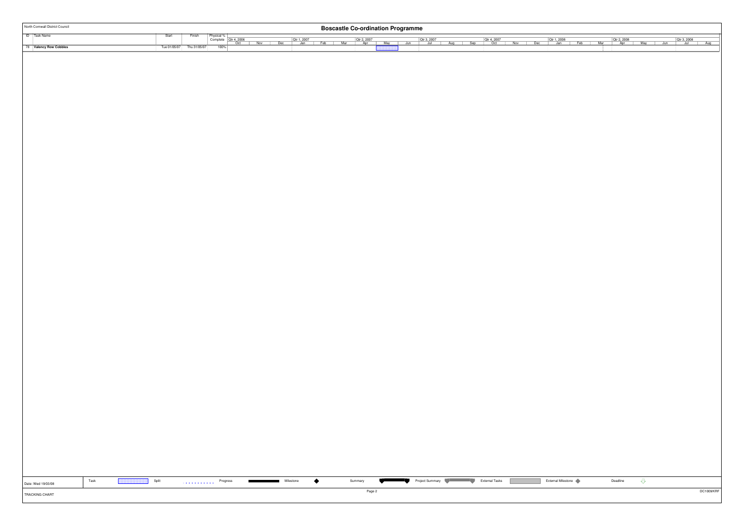North Cornwall District Council

# Boscastle Co-ordination Programme

| ID | Task Name | Start | Finish | Physical % Complete |
|---|---|---|---|---|
| 78 | **Valency Row Cobbles** | Tue 01/05/07 | Thu 31/05/07 | 100% |

Qtr 4, 2006: Oct, Nov, Dec
Qtr 1, 2007: Jan, Feb, Mar
Qtr 2, 2007: Apr, May, Jun
Qtr 3, 2007: Jul, Aug, Sep
Qtr 4, 2007: Oct, Nov, Dec
Qtr 1, 2008: Jan, Feb, Mar
Qtr 2, 2008: Apr, May, Jun
Qtr 3, 2008: Jul, Aug

Date: Wed 19/03/08

Task | Split | Progress | Milestone | Summary | Project Summary | External Tasks | External Milestone | Deadline

TRACKING CHART

DC1009/KRF